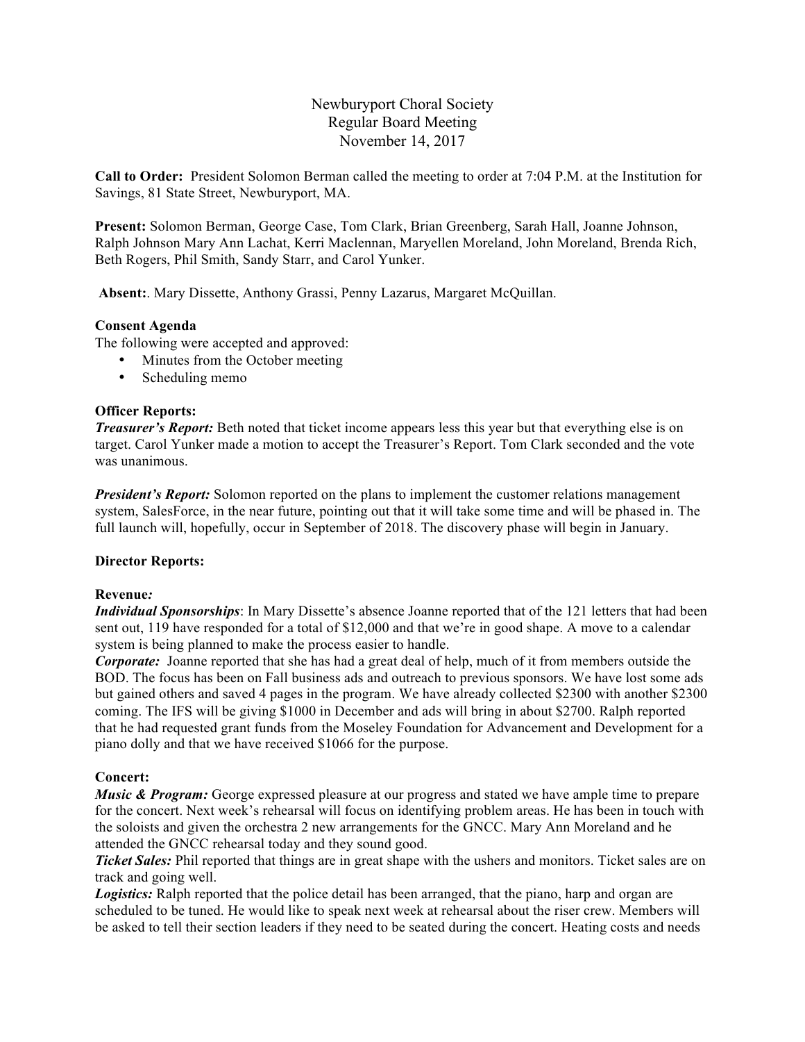Newburyport Choral Society
Regular Board Meeting
November 14, 2017

**Call to Order:** President Solomon Berman called the meeting to order at 7:04 P.M. at the Institution for Savings, 81 State Street, Newburyport, MA.

**Present:** Solomon Berman, George Case, Tom Clark, Brian Greenberg, Sarah Hall, Joanne Johnson, Ralph Johnson Mary Ann Lachat, Kerri Maclennan, Maryellen Moreland, John Moreland, Brenda Rich, Beth Rogers, Phil Smith, Sandy Starr, and Carol Yunker.

**Absent:**. Mary Dissette, Anthony Grassi, Penny Lazarus, Margaret McQuillan.

**Consent Agenda**

The following were accepted and approved:

- Minutes from the October meeting
- Scheduling memo

**Officer Reports:**

***Treasurer's Report:*** Beth noted that ticket income appears less this year but that everything else is on target. Carol Yunker made a motion to accept the Treasurer's Report. Tom Clark seconded and the vote was unanimous.

***President's Report:*** Solomon reported on the plans to implement the customer relations management system, SalesForce, in the near future, pointing out that it will take some time and will be phased in. The full launch will, hopefully, occur in September of 2018. The discovery phase will begin in January.

**Director Reports:**

**Revenue*:***

***Individual Sponsorships***: In Mary Dissette's absence Joanne reported that of the 121 letters that had been sent out, 119 have responded for a total of $12,000 and that we're in good shape. A move to a calendar system is being planned to make the process easier to handle.

***Corporate:*** Joanne reported that she has had a great deal of help, much of it from members outside the BOD. The focus has been on Fall business ads and outreach to previous sponsors. We have lost some ads but gained others and saved 4 pages in the program. We have already collected $2300 with another $2300 coming. The IFS will be giving $1000 in December and ads will bring in about $2700. Ralph reported that he had requested grant funds from the Moseley Foundation for Advancement and Development for a piano dolly and that we have received $1066 for the purpose.

**Concert:**

***Music & Program:*** George expressed pleasure at our progress and stated we have ample time to prepare for the concert. Next week's rehearsal will focus on identifying problem areas. He has been in touch with the soloists and given the orchestra 2 new arrangements for the GNCC. Mary Ann Moreland and he attended the GNCC rehearsal today and they sound good.

***Ticket Sales:*** Phil reported that things are in great shape with the ushers and monitors. Ticket sales are on track and going well.

***Logistics:*** Ralph reported that the police detail has been arranged, that the piano, harp and organ are scheduled to be tuned. He would like to speak next week at rehearsal about the riser crew. Members will be asked to tell their section leaders if they need to be seated during the concert. Heating costs and needs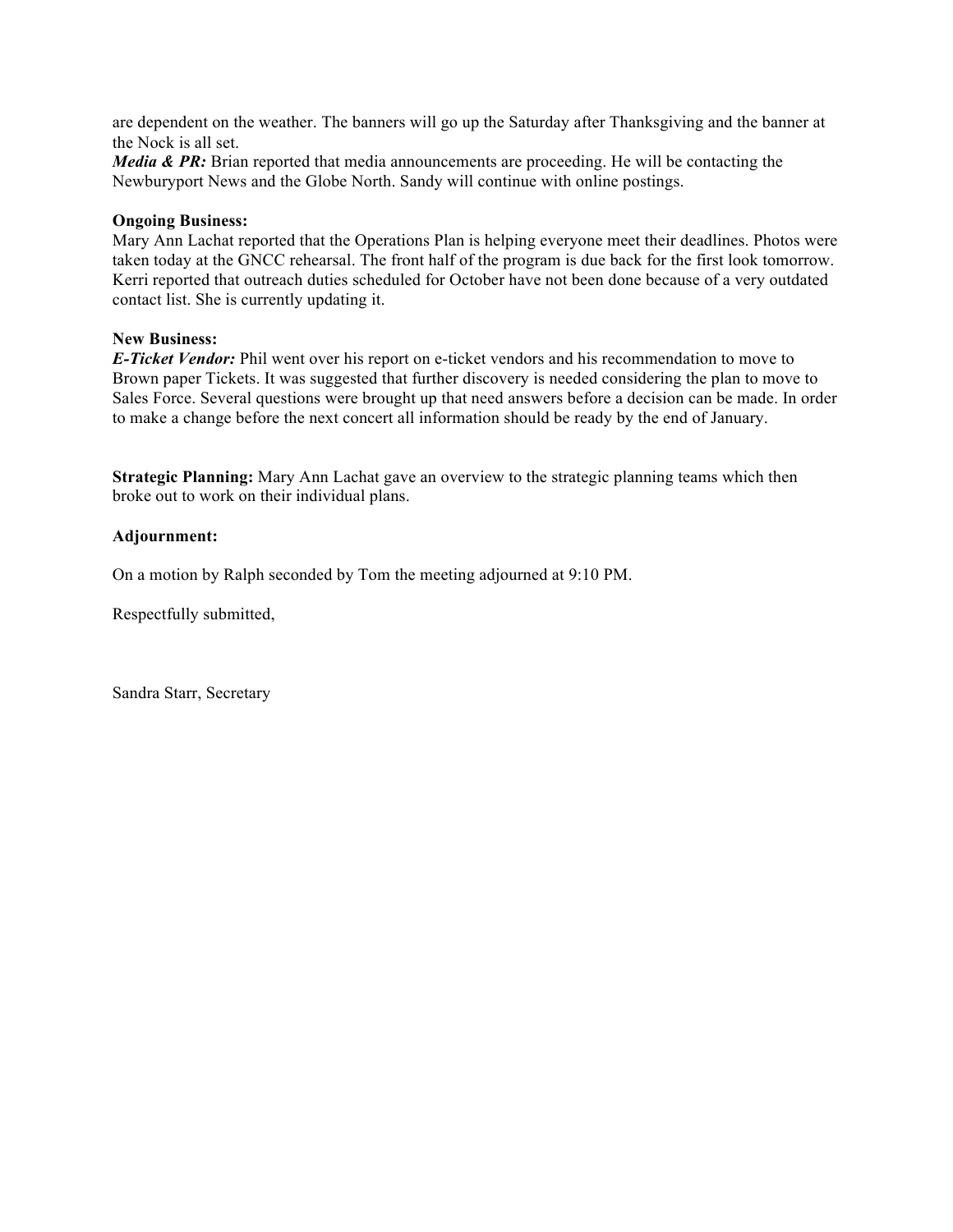are dependent on the weather. The banners will go up the Saturday after Thanksgiving and the banner at the Nock is all set.

***Media & PR:*** Brian reported that media announcements are proceeding. He will be contacting the Newburyport News and the Globe North. Sandy will continue with online postings.

**Ongoing Business:**

Mary Ann Lachat reported that the Operations Plan is helping everyone meet their deadlines. Photos were taken today at the GNCC rehearsal. The front half of the program is due back for the first look tomorrow. Kerri reported that outreach duties scheduled for October have not been done because of a very outdated contact list. She is currently updating it.

**New Business:**

***E-Ticket Vendor:*** Phil went over his report on e-ticket vendors and his recommendation to move to Brown paper Tickets. It was suggested that further discovery is needed considering the plan to move to Sales Force. Several questions were brought up that need answers before a decision can be made. In order to make a change before the next concert all information should be ready by the end of January.

**Strategic Planning:** Mary Ann Lachat gave an overview to the strategic planning teams which then broke out to work on their individual plans.

**Adjournment:**

On a motion by Ralph seconded by Tom the meeting adjourned at 9:10 PM.

Respectfully submitted,

Sandra Starr, Secretary